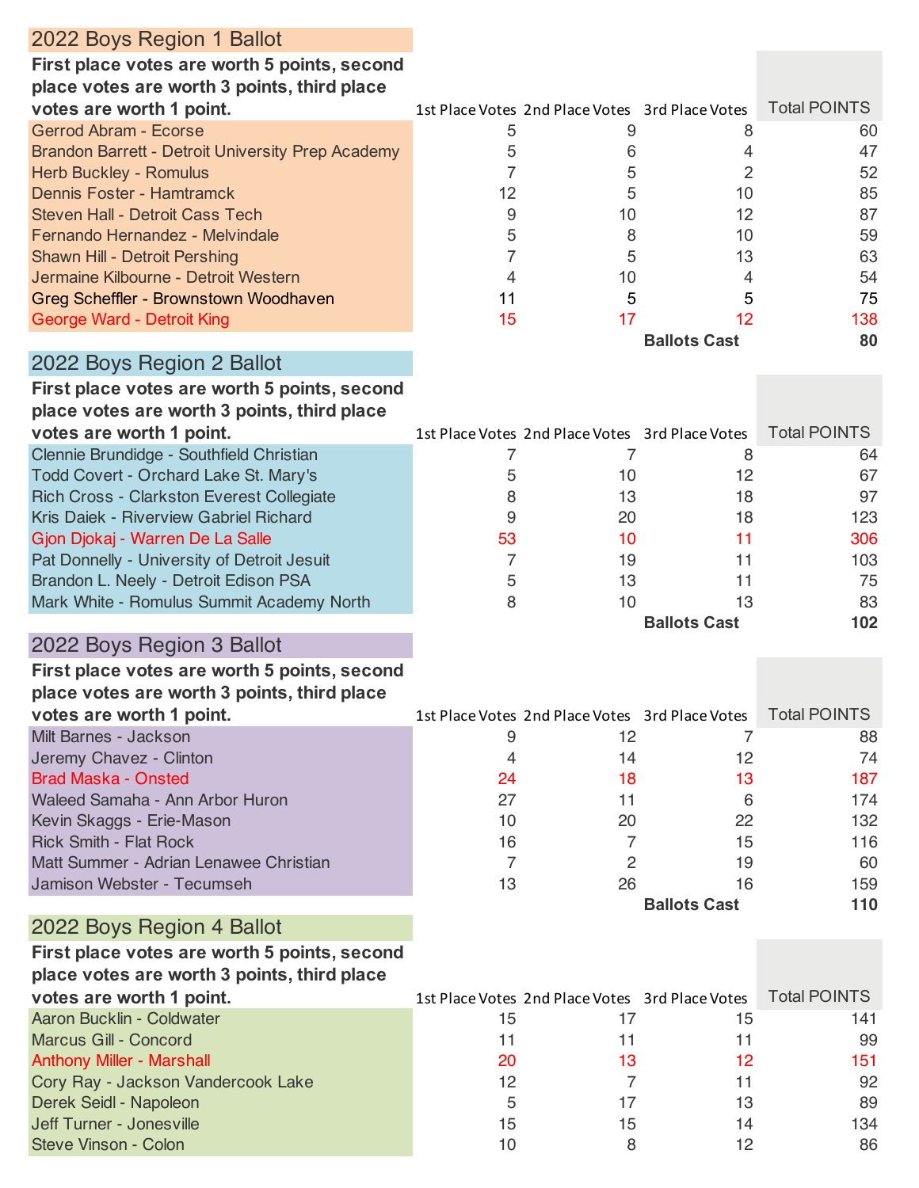## 2022 Boys Region 1 Ballot

| **First place votes are worth 5 points, second place votes are worth 3 points, third place votes are worth 1 point.** | 1st Place Votes | 2nd Place Votes | 3rd Place Votes | Total POINTS |
|---|---|---|---|---|
| Gerrod Abram - Ecorse | 5 | 9 | 8 | 60 |
| Brandon Barrett - Detroit University Prep Academy | 5 | 6 | 4 | 47 |
| Herb Buckley - Romulus | 7 | 5 | 2 | 52 |
| Dennis Foster - Hamtramck | 12 | 5 | 10 | 85 |
| Steven Hall - Detroit Cass Tech | 9 | 10 | 12 | 87 |
| Fernando Hernandez - Melvindale | 5 | 8 | 10 | 59 |
| Shawn Hill - Detroit Pershing | 7 | 5 | 13 | 63 |
| Jermaine Kilbourne - Detroit Western | 4 | 10 | 4 | 54 |
| Greg Scheffler - Brownstown Woodhaven | 11 | 5 | 5 | 75 |
| George Ward - Detroit King | 15 | 17 | 12 | 138 |
| | | | **Ballots Cast** | **80** |

## 2022 Boys Region 2 Ballot

| **First place votes are worth 5 points, second place votes are worth 3 points, third place votes are worth 1 point.** | 1st Place Votes | 2nd Place Votes | 3rd Place Votes | Total POINTS |
|---|---|---|---|---|
| Clennie Brundidge - Southfield Christian | 7 | 7 | 8 | 64 |
| Todd Covert - Orchard Lake St. Mary's | 5 | 10 | 12 | 67 |
| Rich Cross - Clarkston Everest Collegiate | 8 | 13 | 18 | 97 |
| Kris Daiek - Riverview Gabriel Richard | 9 | 20 | 18 | 123 |
| Gjon Djokaj - Warren De La Salle | 53 | 10 | 11 | 306 |
| Pat Donnelly - University of Detroit Jesuit | 7 | 19 | 11 | 103 |
| Brandon L. Neely - Detroit Edison PSA | 5 | 13 | 11 | 75 |
| Mark White - Romulus Summit Academy North | 8 | 10 | 13 | 83 |
| | | | **Ballots Cast** | **102** |

## 2022 Boys Region 3 Ballot

| **First place votes are worth 5 points, second place votes are worth 3 points, third place votes are worth 1 point.** | 1st Place Votes | 2nd Place Votes | 3rd Place Votes | Total POINTS |
|---|---|---|---|---|
| Milt Barnes - Jackson | 9 | 12 | 7 | 88 |
| Jeremy Chavez - Clinton | 4 | 14 | 12 | 74 |
| Brad Maska - Onsted | 24 | 18 | 13 | 187 |
| Waleed Samaha - Ann Arbor Huron | 27 | 11 | 6 | 174 |
| Kevin Skaggs - Erie-Mason | 10 | 20 | 22 | 132 |
| Rick Smith - Flat Rock | 16 | 7 | 15 | 116 |
| Matt Summer - Adrian Lenawee Christian | 7 | 2 | 19 | 60 |
| Jamison Webster - Tecumseh | 13 | 26 | 16 | 159 |
| | | | **Ballots Cast** | **110** |

## 2022 Boys Region 4 Ballot

| **First place votes are worth 5 points, second place votes are worth 3 points, third place votes are worth 1 point.** | 1st Place Votes | 2nd Place Votes | 3rd Place Votes | Total POINTS |
|---|---|---|---|---|
| Aaron Bucklin - Coldwater | 15 | 17 | 15 | 141 |
| Marcus Gill - Concord | 11 | 11 | 11 | 99 |
| Anthony Miller - Marshall | 20 | 13 | 12 | 151 |
| Cory Ray - Jackson Vandercook Lake | 12 | 7 | 11 | 92 |
| Derek Seidl - Napoleon | 5 | 17 | 13 | 89 |
| Jeff Turner - Jonesville | 15 | 15 | 14 | 134 |
| Steve Vinson - Colon | 10 | 8 | 12 | 86 |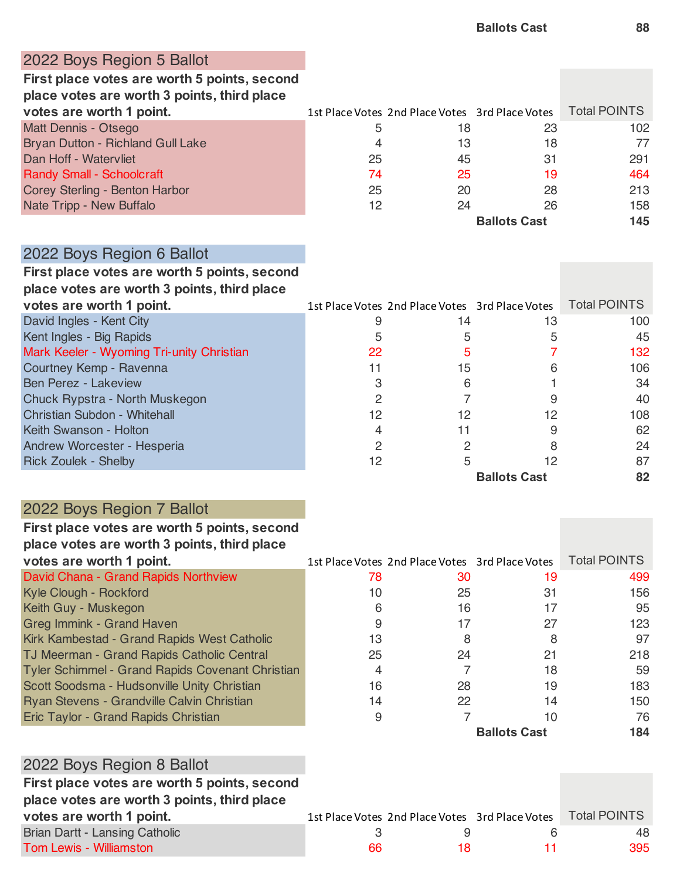| | | | Ballots Cast | 88 |
|---|---|---|---|---|

## 2022 Boys Region 5 Ballot

**First place votes are worth 5 points, second place votes are worth 3 points, third place votes are worth 1 point.**

| | 1st Place Votes | 2nd Place Votes | 3rd Place Votes | Total POINTS |
|---|---|---|---|---|
| Matt Dennis - Otsego | 5 | 18 | 23 | 102 |
| Bryan Dutton - Richland Gull Lake | 4 | 13 | 18 | 77 |
| Dan Hoff - Watervliet | 25 | 45 | 31 | 291 |
| Randy Small - Schoolcraft | 74 | 25 | 19 | 464 |
| Corey Sterling - Benton Harbor | 25 | 20 | 28 | 213 |
| Nate Tripp - New Buffalo | 12 | 24 | 26 | 158 |
| | | | **Ballots Cast** | **145** |

## 2022 Boys Region 6 Ballot

**First place votes are worth 5 points, second place votes are worth 3 points, third place votes are worth 1 point.**

| | 1st Place Votes | 2nd Place Votes | 3rd Place Votes | Total POINTS |
|---|---|---|---|---|
| David Ingles - Kent City | 9 | 14 | 13 | 100 |
| Kent Ingles - Big Rapids | 5 | 5 | 5 | 45 |
| Mark Keeler - Wyoming Tri-unity Christian | 22 | 5 | 7 | 132 |
| Courtney Kemp - Ravenna | 11 | 15 | 6 | 106 |
| Ben Perez - Lakeview | 3 | 6 | 1 | 34 |
| Chuck Rypstra - North Muskegon | 2 | 7 | 9 | 40 |
| Christian Subdon - Whitehall | 12 | 12 | 12 | 108 |
| Keith Swanson - Holton | 4 | 11 | 9 | 62 |
| Andrew Worcester - Hesperia | 2 | 2 | 8 | 24 |
| Rick Zoulek - Shelby | 12 | 5 | 12 | 87 |
| | | | **Ballots Cast** | **82** |

## 2022 Boys Region 7 Ballot

**First place votes are worth 5 points, second place votes are worth 3 points, third place votes are worth 1 point.**

| | 1st Place Votes | 2nd Place Votes | 3rd Place Votes | Total POINTS |
|---|---|---|---|---|
| David Chana - Grand Rapids Northview | 78 | 30 | 19 | 499 |
| Kyle Clough - Rockford | 10 | 25 | 31 | 156 |
| Keith Guy - Muskegon | 6 | 16 | 17 | 95 |
| Greg Immink - Grand Haven | 9 | 17 | 27 | 123 |
| Kirk Kambestad - Grand Rapids West Catholic | 13 | 8 | 8 | 97 |
| TJ Meerman - Grand Rapids Catholic Central | 25 | 24 | 21 | 218 |
| Tyler Schimmel - Grand Rapids Covenant Christian | 4 | 7 | 18 | 59 |
| Scott Soodsma - Hudsonville Unity Christian | 16 | 28 | 19 | 183 |
| Ryan Stevens - Grandville Calvin Christian | 14 | 22 | 14 | 150 |
| Eric Taylor - Grand Rapids Christian | 9 | 7 | 10 | 76 |
| | | | **Ballots Cast** | **184** |

## 2022 Boys Region 8 Ballot

**First place votes are worth 5 points, second place votes are worth 3 points, third place votes are worth 1 point.**

| | 1st Place Votes | 2nd Place Votes | 3rd Place Votes | Total POINTS |
|---|---|---|---|---|
| Brian Dartt - Lansing Catholic | 3 | 9 | 6 | 48 |
| Tom Lewis - Williamston | 66 | 18 | 11 | 395 |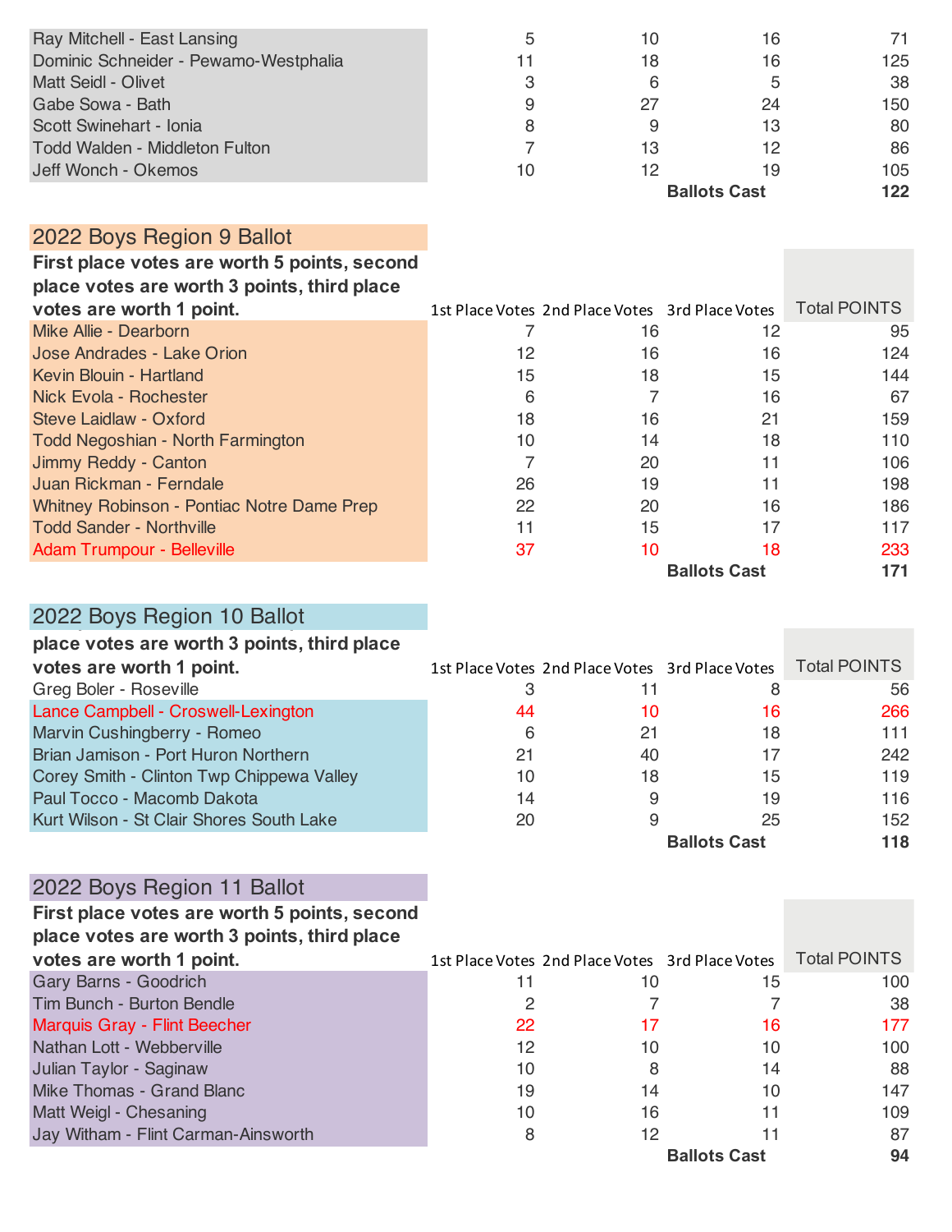| | | | | |
|---|---|---|---|---|
| Ray Mitchell - East Lansing | 5 | 10 | 16 | 71 |
| Dominic Schneider - Pewamo-Westphalia | 11 | 18 | 16 | 125 |
| Matt Seidl - Olivet | 3 | 6 | 5 | 38 |
| Gabe Sowa - Bath | 9 | 27 | 24 | 150 |
| Scott Swinehart - Ionia | 8 | 9 | 13 | 80 |
| Todd Walden - Middleton Fulton | 7 | 13 | 12 | 86 |
| Jeff Wonch - Okemos | 10 | 12 | 19 | 105 |
| | | | **Ballots Cast** | **122** |

## 2022 Boys Region 9 Ballot

**First place votes are worth 5 points, second place votes are worth 3 points, third place votes are worth 1 point.**

| Candidate | 1st Place Votes | 2nd Place Votes | 3rd Place Votes | Total POINTS |
|---|---|---|---|---|
| Mike Allie - Dearborn | 7 | 16 | 12 | 95 |
| Jose Andrades - Lake Orion | 12 | 16 | 16 | 124 |
| Kevin Blouin - Hartland | 15 | 18 | 15 | 144 |
| Nick Evola - Rochester | 6 | 7 | 16 | 67 |
| Steve Laidlaw - Oxford | 18 | 16 | 21 | 159 |
| Todd Negoshian - North Farmington | 10 | 14 | 18 | 110 |
| Jimmy Reddy - Canton | 7 | 20 | 11 | 106 |
| Juan Rickman - Ferndale | 26 | 19 | 11 | 198 |
| Whitney Robinson - Pontiac Notre Dame Prep | 22 | 20 | 16 | 186 |
| Todd Sander - Northville | 11 | 15 | 17 | 117 |
| Adam Trumpour - Belleville | 37 | 10 | 18 | 233 |
| | | | **Ballots Cast** | **171** |

## 2022 Boys Region 10 Ballot

**place votes are worth 3 points, third place votes are worth 1 point.**

| Candidate | 1st Place Votes | 2nd Place Votes | 3rd Place Votes | Total POINTS |
|---|---|---|---|---|
| Greg Boler - Roseville | 3 | 11 | 8 | 56 |
| Lance Campbell - Croswell-Lexington | 44 | 10 | 16 | 266 |
| Marvin Cushingberry - Romeo | 6 | 21 | 18 | 111 |
| Brian Jamison - Port Huron Northern | 21 | 40 | 17 | 242 |
| Corey Smith - Clinton Twp Chippewa Valley | 10 | 18 | 15 | 119 |
| Paul Tocco - Macomb Dakota | 14 | 9 | 19 | 116 |
| Kurt Wilson - St Clair Shores South Lake | 20 | 9 | 25 | 152 |
| | | | **Ballots Cast** | **118** |

## 2022 Boys Region 11 Ballot

**First place votes are worth 5 points, second place votes are worth 3 points, third place votes are worth 1 point.**

| Candidate | 1st Place Votes | 2nd Place Votes | 3rd Place Votes | Total POINTS |
|---|---|---|---|---|
| Gary Barns - Goodrich | 11 | 10 | 15 | 100 |
| Tim Bunch - Burton Bendle | 2 | 7 | 7 | 38 |
| Marquis Gray - Flint Beecher | 22 | 17 | 16 | 177 |
| Nathan Lott - Webberville | 12 | 10 | 10 | 100 |
| Julian Taylor - Saginaw | 10 | 8 | 14 | 88 |
| Mike Thomas - Grand Blanc | 19 | 14 | 10 | 147 |
| Matt Weigl - Chesaning | 10 | 16 | 11 | 109 |
| Jay Witham - Flint Carman-Ainsworth | 8 | 12 | 11 | 87 |
| | | | **Ballots Cast** | **94** |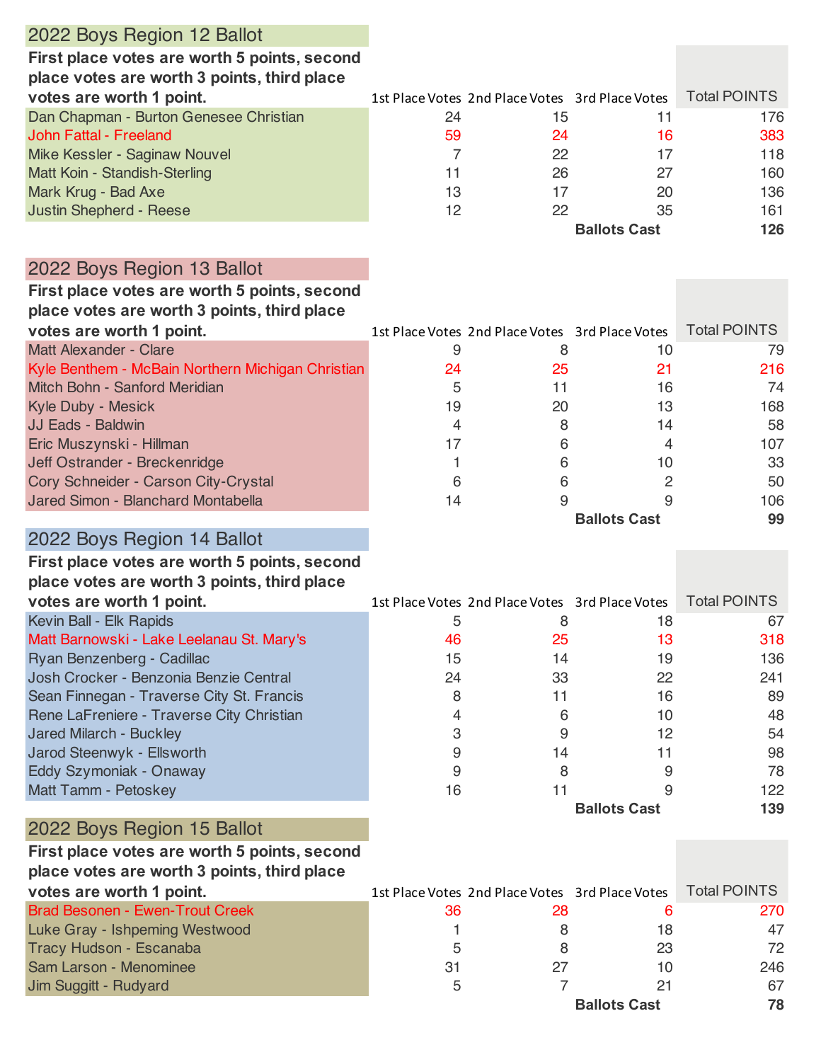## 2022 Boys Region 12 Ballot

| First place votes are worth 5 points, second place votes are worth 3 points, third place votes are worth 1 point. | 1st Place Votes | 2nd Place Votes | 3rd Place Votes | Total POINTS |
|---|---|---|---|---|
| Dan Chapman - Burton Genesee Christian | 24 | 15 | 11 | 176 |
| John Fattal - Freeland | 59 | 24 | 16 | 383 |
| Mike Kessler - Saginaw Nouvel | 7 | 22 | 17 | 118 |
| Matt Koin - Standish-Sterling | 11 | 26 | 27 | 160 |
| Mark Krug - Bad Axe | 13 | 17 | 20 | 136 |
| Justin Shepherd - Reese | 12 | 22 | 35 | 161 |
| | | | **Ballots Cast** | **126** |

## 2022 Boys Region 13 Ballot

| First place votes are worth 5 points, second place votes are worth 3 points, third place votes are worth 1 point. | 1st Place Votes | 2nd Place Votes | 3rd Place Votes | Total POINTS |
|---|---|---|---|---|
| Matt Alexander - Clare | 9 | 8 | 10 | 79 |
| Kyle Benthem - McBain Northern Michigan Christian | 24 | 25 | 21 | 216 |
| Mitch Bohn - Sanford Meridian | 5 | 11 | 16 | 74 |
| Kyle Duby - Mesick | 19 | 20 | 13 | 168 |
| JJ Eads - Baldwin | 4 | 8 | 14 | 58 |
| Eric Muszynski - Hillman | 17 | 6 | 4 | 107 |
| Jeff Ostrander - Breckenridge | 1 | 6 | 10 | 33 |
| Cory Schneider - Carson City-Crystal | 6 | 6 | 2 | 50 |
| Jared Simon - Blanchard Montabella | 14 | 9 | 9 | 106 |
| | | | **Ballots Cast** | **99** |

## 2022 Boys Region 14 Ballot

| First place votes are worth 5 points, second place votes are worth 3 points, third place votes are worth 1 point. | 1st Place Votes | 2nd Place Votes | 3rd Place Votes | Total POINTS |
|---|---|---|---|---|
| Kevin Ball - Elk Rapids | 5 | 8 | 18 | 67 |
| Matt Barnowski - Lake Leelanau St. Mary's | 46 | 25 | 13 | 318 |
| Ryan Benzenberg - Cadillac | 15 | 14 | 19 | 136 |
| Josh Crocker - Benzonia Benzie Central | 24 | 33 | 22 | 241 |
| Sean Finnegan - Traverse City St. Francis | 8 | 11 | 16 | 89 |
| Rene LaFreniere - Traverse City Christian | 4 | 6 | 10 | 48 |
| Jared Milarch - Buckley | 3 | 9 | 12 | 54 |
| Jarod Steenwyk - Ellsworth | 9 | 14 | 11 | 98 |
| Eddy Szymoniak - Onaway | 9 | 8 | 9 | 78 |
| Matt Tamm - Petoskey | 16 | 11 | 9 | 122 |
| | | | **Ballots Cast** | **139** |

## 2022 Boys Region 15 Ballot

| First place votes are worth 5 points, second place votes are worth 3 points, third place votes are worth 1 point. | 1st Place Votes | 2nd Place Votes | 3rd Place Votes | Total POINTS |
|---|---|---|---|---|
| Brad Besonen - Ewen-Trout Creek | 36 | 28 | 6 | 270 |
| Luke Gray - Ishpeming Westwood | 1 | 8 | 18 | 47 |
| Tracy Hudson - Escanaba | 5 | 8 | 23 | 72 |
| Sam Larson - Menominee | 31 | 27 | 10 | 246 |
| Jim Suggitt - Rudyard | 5 | 7 | 21 | 67 |
| | | | **Ballots Cast** | **78** |